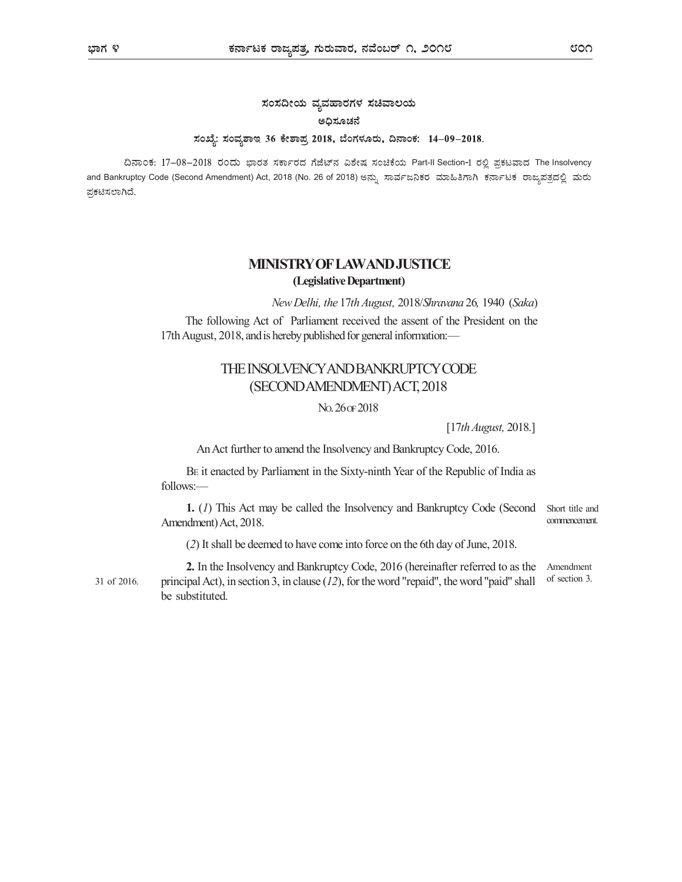**ಸಂಸದೀಯ ವ್ಯವಹಾರಗಳ ಸಚಿವಾಲಯ**

**ಅಧಿಸೂಚನೆ**

**ಸಂಖ್ಯೆ: ಸಂವ್ಯಶಾಇ 36 ಕೇಶಾಪ್ರ 2018, ಬೆಂಗಳೂರು, ದಿನಾಂಕ: 14–09–2018.**

ದಿನಾಂಕ: 17–08–2018 ರಂದು ಭಾರತ ಸರ್ಕಾರದ ಗೆಜೆಟ್‌ನ ವಿಶೇಷ ಸಂಚಿಕೆಯ Part-II Section-1 ರಲ್ಲಿ ಪ್ರಕಟವಾದ The Insolvency and Bankruptcy Code (Second Amendment) Act, 2018 (No. 26 of 2018) ಅನ್ನು ಸಾರ್ವಜನಿಕರ ಮಾಹಿತಿಗಾಗಿ ಕರ್ನಾಟಕ ರಾಜ್ಯಪತ್ರದಲ್ಲಿ ಮರು ಪ್ರಕಟಿಸಲಾಗಿದೆ.

# MINISTRY OF LAW AND JUSTICE

**(Legislative Department)**

*New Delhi, the 17th August, 2018/Shravana 26, 1940 (Saka)*

The following Act of Parliament received the assent of the President on the 17th August, 2018, and is hereby published for general information:—

# THE INSOLVENCY AND BANKRUPTCY CODE (SECOND AMENDMENT) ACT, 2018

NO. 26 OF 2018

[17*th August,* 2018.]

An Act further to amend the Insolvency and Bankruptcy Code, 2016.

BE it enacted by Parliament in the Sixty-ninth Year of the Republic of India as follows:—

Short title and commencement.

**1.** (*1*) This Act may be called the Insolvency and Bankruptcy Code (Second Amendment) Act, 2018.

(*2*) It shall be deemed to have come into force on the 6th day of June, 2018.

Amendment of section 3.

31 of 2016.

**2.** In the Insolvency and Bankruptcy Code, 2016 (hereinafter referred to as the principal Act), in section 3, in clause (*12*), for the word "repaid", the word "paid" shall be substituted.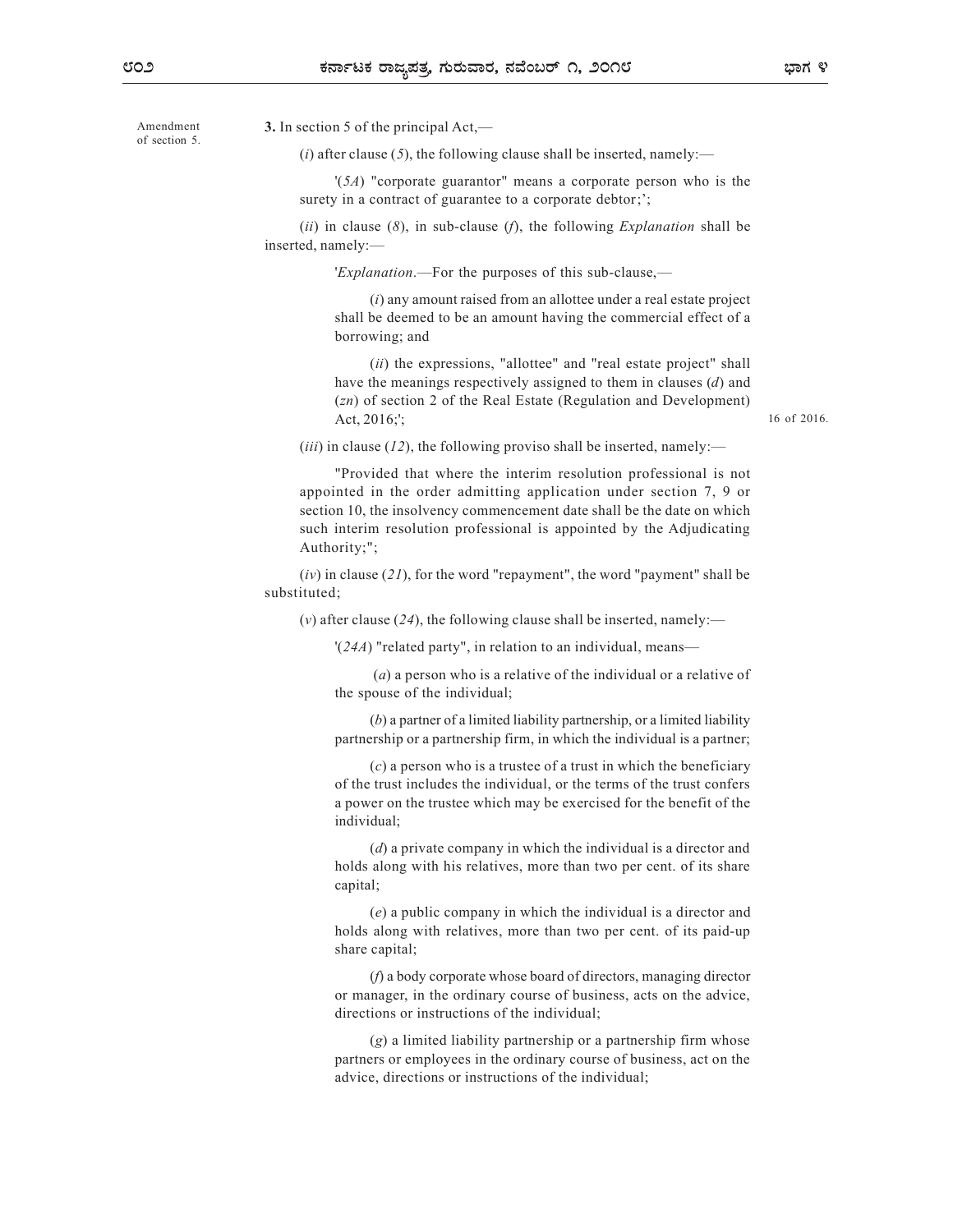Amendment of section 5.

**3.** In section 5 of the principal Act,—

(*i*) after clause (*5*), the following clause shall be inserted, namely:—

'(*5A*) "corporate guarantor" means a corporate person who is the surety in a contract of guarantee to a corporate debtor;';

(*ii*) in clause (*8*), in sub-clause (*f*), the following *Explanation* shall be inserted, namely:—

'*Explanation*.—For the purposes of this sub-clause,—

(*i*) any amount raised from an allottee under a real estate project shall be deemed to be an amount having the commercial effect of a borrowing; and

(*ii*) the expressions, "allottee" and "real estate project" shall have the meanings respectively assigned to them in clauses (*d*) and (*zn*) of section 2 of the Real Estate (Regulation and Development) Act, 2016;'; 16 of 2016.

(*iii*) in clause (*12*), the following proviso shall be inserted, namely:—

"Provided that where the interim resolution professional is not appointed in the order admitting application under section 7, 9 or section 10, the insolvency commencement date shall be the date on which such interim resolution professional is appointed by the Adjudicating Authority;";

(*iv*) in clause (*21*), for the word "repayment", the word "payment" shall be substituted;

(*v*) after clause (*24*), the following clause shall be inserted, namely:—

'(*24A*) "related party", in relation to an individual, means—

(*a*) a person who is a relative of the individual or a relative of the spouse of the individual;

(*b*) a partner of a limited liability partnership, or a limited liability partnership or a partnership firm, in which the individual is a partner;

(*c*) a person who is a trustee of a trust in which the beneficiary of the trust includes the individual, or the terms of the trust confers a power on the trustee which may be exercised for the benefit of the individual;

(*d*) a private company in which the individual is a director and holds along with his relatives, more than two per cent. of its share capital;

(*e*) a public company in which the individual is a director and holds along with relatives, more than two per cent. of its paid-up share capital;

(*f*) a body corporate whose board of directors, managing director or manager, in the ordinary course of business, acts on the advice, directions or instructions of the individual;

(*g*) a limited liability partnership or a partnership firm whose partners or employees in the ordinary course of business, act on the advice, directions or instructions of the individual;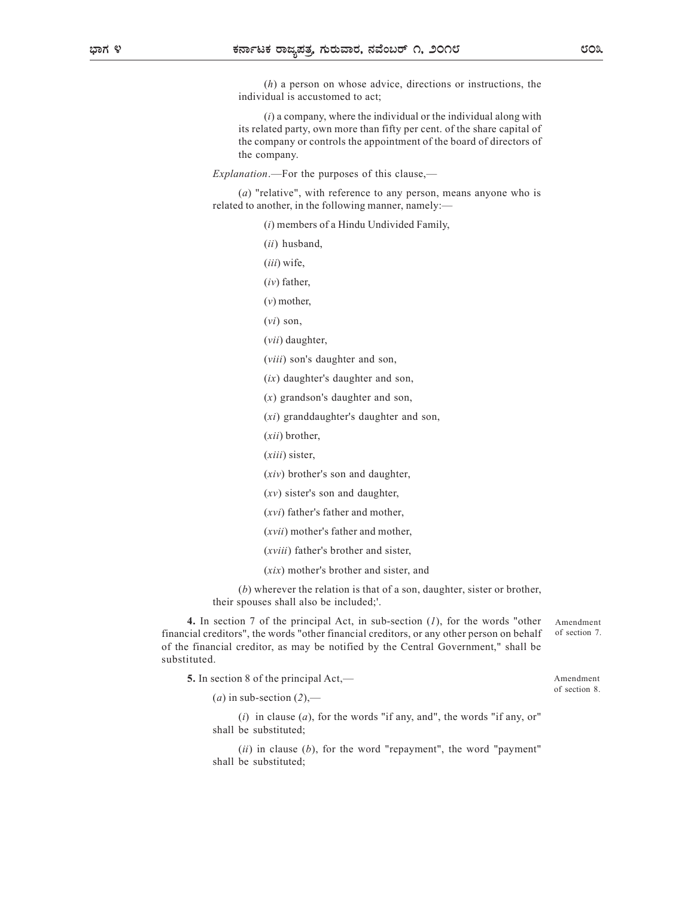(*h*) a person on whose advice, directions or instructions, the individual is accustomed to act;

(*i*) a company, where the individual or the individual along with its related party, own more than fifty per cent. of the share capital of the company or controls the appointment of the board of directors of the company.

*Explanation*.—For the purposes of this clause,—

(*a*) "relative", with reference to any person, means anyone who is related to another, in the following manner, namely:—

(*i*) members of a Hindu Undivided Family,

(*ii*) husband,

(*iii*) wife,

(*iv*) father,

(*v*) mother,

(*vi*) son,

(*vii*) daughter,

(*viii*) son's daughter and son,

(*ix*) daughter's daughter and son,

(*x*) grandson's daughter and son,

(*xi*) granddaughter's daughter and son,

(*xii*) brother,

(*xiii*) sister,

(*xiv*) brother's son and daughter,

(*xv*) sister's son and daughter,

(*xvi*) father's father and mother,

(*xvii*) mother's father and mother,

(*xviii*) father's brother and sister,

(*xix*) mother's brother and sister, and

(*b*) wherever the relation is that of a son, daughter, sister or brother, their spouses shall also be included;'.

Amendment of section 7.

**4.** In section 7 of the principal Act, in sub-section (*1*), for the words "other financial creditors", the words "other financial creditors, or any other person on behalf of the financial creditor, as may be notified by the Central Government," shall be substituted.

Amendment of section 8.

**5.** In section 8 of the principal Act,—

(*a*) in sub-section (*2*),—

(*i*) in clause (*a*), for the words "if any, and", the words "if any, or" shall be substituted;

(*ii*) in clause (*b*), for the word "repayment", the word "payment" shall be substituted;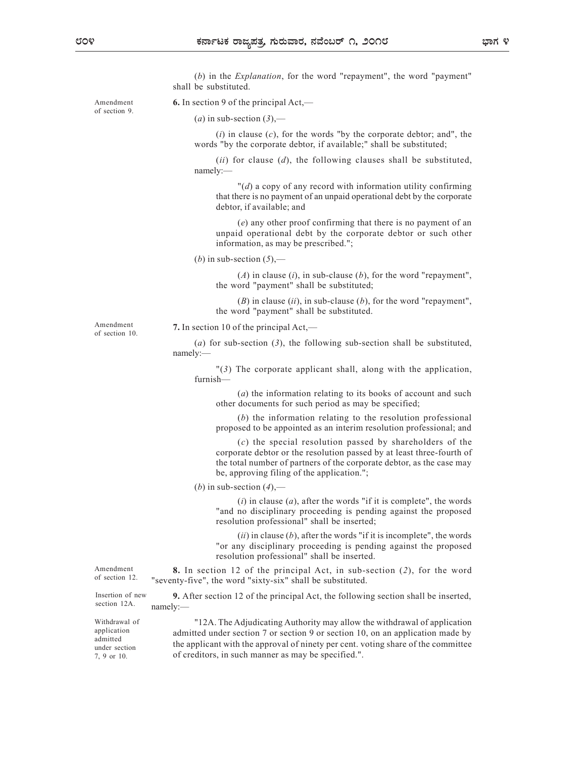(*b*) in the *Explanation*, for the word "repayment", the word "payment" shall be substituted.

Amendment of section 9.

**6.** In section 9 of the principal Act,—

(*a*) in sub-section (*3*),—

(*i*) in clause (*c*), for the words "by the corporate debtor; and", the words "by the corporate debtor, if available;" shall be substituted;

(*ii*) for clause (*d*), the following clauses shall be substituted, namely:—

"(*d*) a copy of any record with information utility confirming that there is no payment of an unpaid operational debt by the corporate debtor, if available; and

(*e*) any other proof confirming that there is no payment of an unpaid operational debt by the corporate debtor or such other information, as may be prescribed.";

(*b*) in sub-section (*5*),—

(*A*) in clause (*i*), in sub-clause (*b*), for the word "repayment", the word "payment" shall be substituted;

(*B*) in clause (*ii*), in sub-clause (*b*), for the word "repayment", the word "payment" shall be substituted.

Amendment of section 10.

**7.** In section 10 of the principal Act,—

(*a*) for sub-section (*3*), the following sub-section shall be substituted, namely:—

"(*3*) The corporate applicant shall, along with the application, furnish—

(*a*) the information relating to its books of account and such other documents for such period as may be specified;

(*b*) the information relating to the resolution professional proposed to be appointed as an interim resolution professional; and

(*c*) the special resolution passed by shareholders of the corporate debtor or the resolution passed by at least three-fourth of the total number of partners of the corporate debtor, as the case may be, approving filing of the application.";

(*b*) in sub-section (*4*),—

(*i*) in clause (*a*), after the words "if it is complete", the words "and no disciplinary proceeding is pending against the proposed resolution professional" shall be inserted;

(*ii*) in clause (*b*), after the words "if it is incomplete", the words "or any disciplinary proceeding is pending against the proposed resolution professional" shall be inserted.

Amendment of section 12.

**8.** In section 12 of the principal Act, in sub-section (*2*), for the word "seventy-five", the word "sixty-six" shall be substituted.

Insertion of new section 12A.

**9.** After section 12 of the principal Act, the following section shall be inserted, namely:—

Withdrawal of application admitted under section 7, 9 or 10.

"12A. The Adjudicating Authority may allow the withdrawal of application admitted under section 7 or section 9 or section 10, on an application made by the applicant with the approval of ninety per cent. voting share of the committee of creditors, in such manner as may be specified.".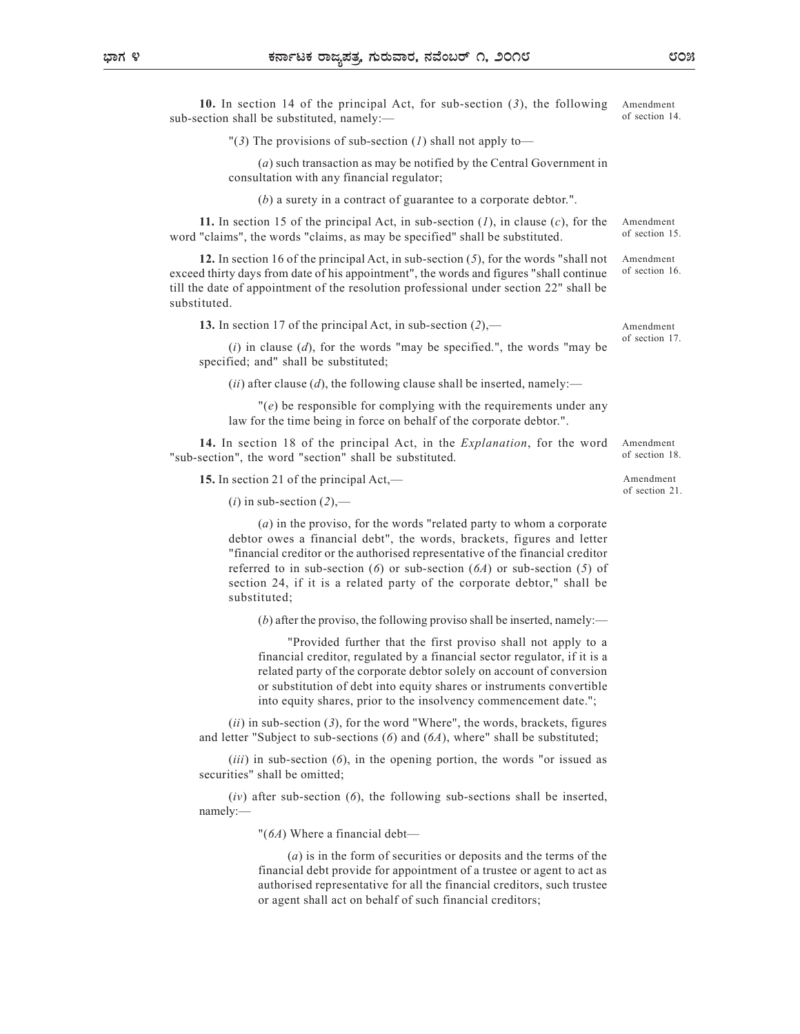**10.** In section 14 of the principal Act, for sub-section (*3*), the following sub-section shall be substituted, namely:— *Amendment of section 14.*

"(*3*) The provisions of sub-section (*1*) shall not apply to—

(*a*) such transaction as may be notified by the Central Government in consultation with any financial regulator;

(*b*) a surety in a contract of guarantee to a corporate debtor.".

**11.** In section 15 of the principal Act, in sub-section (*1*), in clause (*c*), for the word "claims", the words "claims, as may be specified" shall be substituted. *Amendment of section 15.*

**12.** In section 16 of the principal Act, in sub-section (*5*), for the words "shall not exceed thirty days from date of his appointment", the words and figures "shall continue till the date of appointment of the resolution professional under section 22" shall be substituted. *Amendment of section 16.*

**13.** In section 17 of the principal Act, in sub-section (*2*),— *Amendment of section 17.*

(*i*) in clause (*d*), for the words "may be specified.", the words "may be specified; and" shall be substituted;

(*ii*) after clause (*d*), the following clause shall be inserted, namely:—

"(*e*) be responsible for complying with the requirements under any law for the time being in force on behalf of the corporate debtor.".

**14.** In section 18 of the principal Act, in the *Explanation*, for the word "sub-section", the word "section" shall be substituted. *Amendment of section 18.*

**15.** In section 21 of the principal Act,— *Amendment of section 21.*

(*i*) in sub-section (*2*),—

(*a*) in the proviso, for the words "related party to whom a corporate debtor owes a financial debt", the words, brackets, figures and letter "financial creditor or the authorised representative of the financial creditor referred to in sub-section (*6*) or sub-section (*6A*) or sub-section (*5*) of section 24, if it is a related party of the corporate debtor," shall be substituted;

(*b*) after the proviso, the following proviso shall be inserted, namely:—

"Provided further that the first proviso shall not apply to a financial creditor, regulated by a financial sector regulator, if it is a related party of the corporate debtor solely on account of conversion or substitution of debt into equity shares or instruments convertible into equity shares, prior to the insolvency commencement date.";

(*ii*) in sub-section (*3*), for the word "Where", the words, brackets, figures and letter "Subject to sub-sections (*6*) and (*6A*), where" shall be substituted;

(*iii*) in sub-section (*6*), in the opening portion, the words "or issued as securities" shall be omitted;

(*iv*) after sub-section (*6*), the following sub-sections shall be inserted, namely:—

"(*6A*) Where a financial debt—

(*a*) is in the form of securities or deposits and the terms of the financial debt provide for appointment of a trustee or agent to act as authorised representative for all the financial creditors, such trustee or agent shall act on behalf of such financial creditors;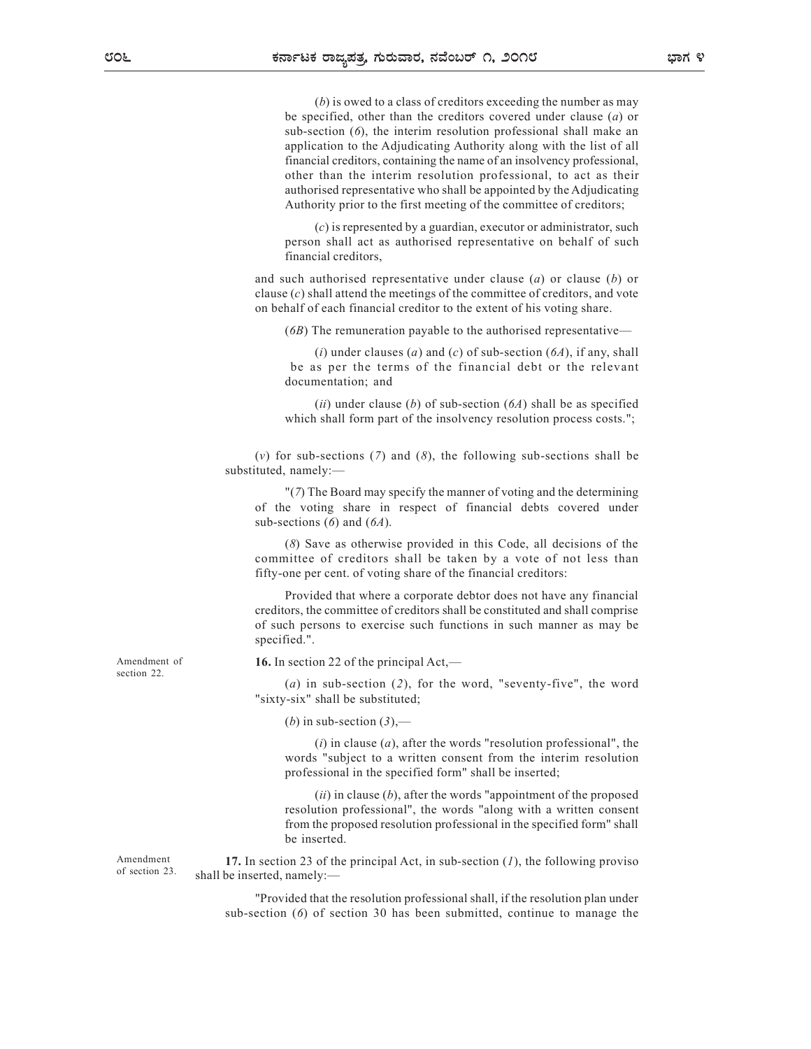(*b*) is owed to a class of creditors exceeding the number as may be specified, other than the creditors covered under clause (*a*) or sub-section (*6*), the interim resolution professional shall make an application to the Adjudicating Authority along with the list of all financial creditors, containing the name of an insolvency professional, other than the interim resolution professional, to act as their authorised representative who shall be appointed by the Adjudicating Authority prior to the first meeting of the committee of creditors;

(*c*) is represented by a guardian, executor or administrator, such person shall act as authorised representative on behalf of such financial creditors,

and such authorised representative under clause (*a*) or clause (*b*) or clause (*c*) shall attend the meetings of the committee of creditors, and vote on behalf of each financial creditor to the extent of his voting share.

(*6B*) The remuneration payable to the authorised representative—

(*i*) under clauses (*a*) and (*c*) of sub-section (*6A*), if any, shall be as per the terms of the financial debt or the relevant documentation; and

(*ii*) under clause (*b*) of sub-section (*6A*) shall be as specified which shall form part of the insolvency resolution process costs.";

(*v*) for sub-sections (*7*) and (*8*), the following sub-sections shall be substituted, namely:—

"(*7*) The Board may specify the manner of voting and the determining of the voting share in respect of financial debts covered under sub-sections (*6*) and (*6A*).

(*8*) Save as otherwise provided in this Code, all decisions of the committee of creditors shall be taken by a vote of not less than fifty-one per cent. of voting share of the financial creditors:

Provided that where a corporate debtor does not have any financial creditors, the committee of creditors shall be constituted and shall comprise of such persons to exercise such functions in such manner as may be specified.".

Amendment of section 22.

**16.** In section 22 of the principal Act,—

(*a*) in sub-section (*2*), for the word, "seventy-five", the word "sixty-six" shall be substituted;

(*b*) in sub-section (*3*),—

(*i*) in clause (*a*), after the words "resolution professional", the words "subject to a written consent from the interim resolution professional in the specified form" shall be inserted;

(*ii*) in clause (*b*), after the words "appointment of the proposed resolution professional", the words "along with a written consent from the proposed resolution professional in the specified form" shall be inserted.

Amendment of section 23.

**17.** In section 23 of the principal Act, in sub-section (*1*), the following proviso shall be inserted, namely:—

"Provided that the resolution professional shall, if the resolution plan under sub-section (*6*) of section 30 has been submitted, continue to manage the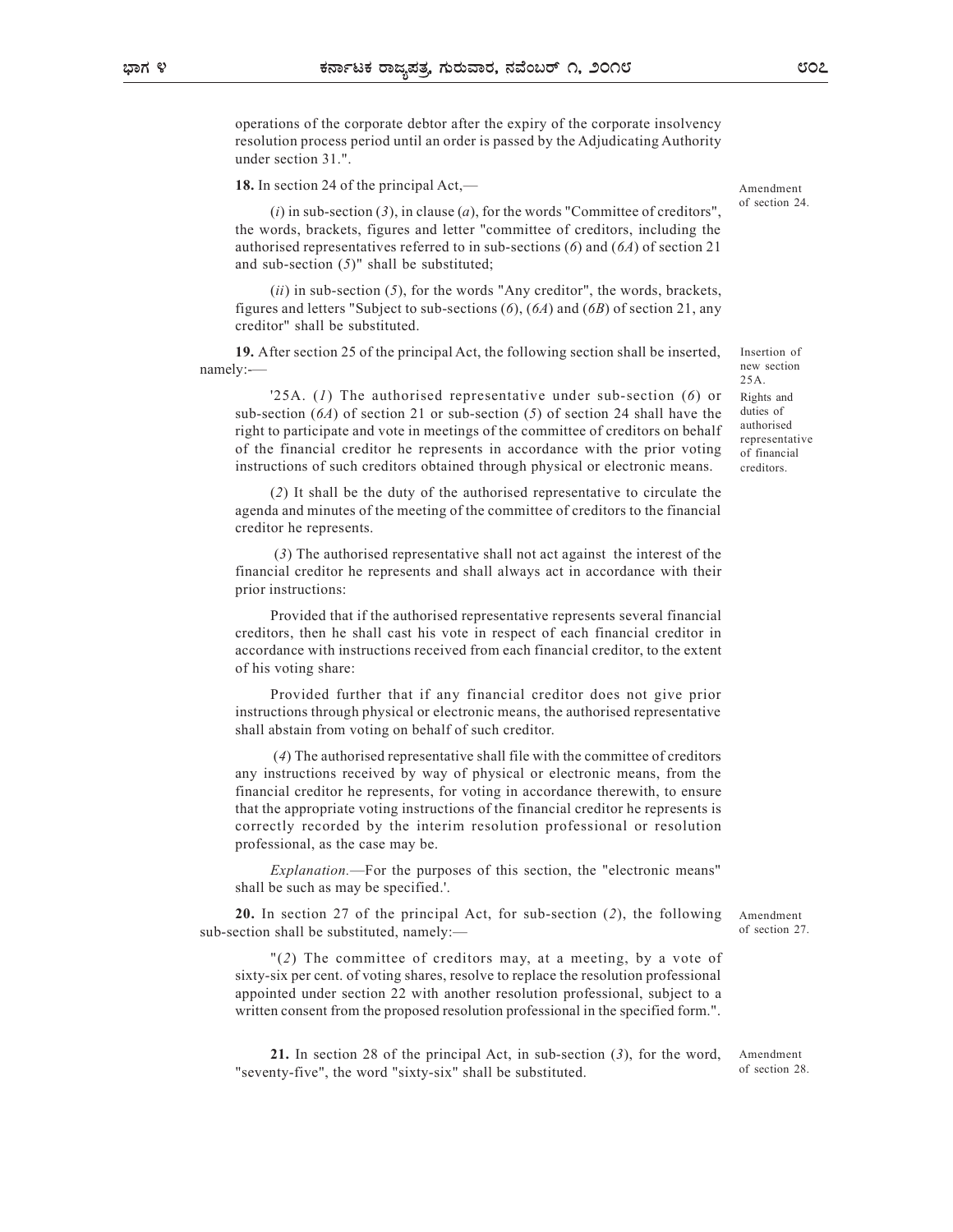operations of the corporate debtor after the expiry of the corporate insolvency resolution process period until an order is passed by the Adjudicating Authority under section 31.".

**18.** In section 24 of the principal Act,—

Amendment of section 24.

(*i*) in sub-section (*3*), in clause (*a*), for the words "Committee of creditors", the words, brackets, figures and letter "committee of creditors, including the authorised representatives referred to in sub-sections (*6*) and (*6A*) of section 21 and sub-section (*5*)" shall be substituted;

(*ii*) in sub-section (*5*), for the words "Any creditor", the words, brackets, figures and letters "Subject to sub-sections (*6*), (*6A*) and (*6B*) of section 21, any creditor" shall be substituted.

**19.** After section 25 of the principal Act, the following section shall be inserted, namely:—

Insertion of new section 25A.

Rights and duties of authorised representative of financial creditors.

'25A. (*1*) The authorised representative under sub-section (*6*) or sub-section (*6A*) of section 21 or sub-section (*5*) of section 24 shall have the right to participate and vote in meetings of the committee of creditors on behalf of the financial creditor he represents in accordance with the prior voting instructions of such creditors obtained through physical or electronic means.

(*2*) It shall be the duty of the authorised representative to circulate the agenda and minutes of the meeting of the committee of creditors to the financial creditor he represents.

(*3*) The authorised representative shall not act against the interest of the financial creditor he represents and shall always act in accordance with their prior instructions:

Provided that if the authorised representative represents several financial creditors, then he shall cast his vote in respect of each financial creditor in accordance with instructions received from each financial creditor, to the extent of his voting share:

Provided further that if any financial creditor does not give prior instructions through physical or electronic means, the authorised representative shall abstain from voting on behalf of such creditor.

(*4*) The authorised representative shall file with the committee of creditors any instructions received by way of physical or electronic means, from the financial creditor he represents, for voting in accordance therewith, to ensure that the appropriate voting instructions of the financial creditor he represents is correctly recorded by the interim resolution professional or resolution professional, as the case may be.

*Explanation.*—For the purposes of this section, the "electronic means" shall be such as may be specified.'.

**20.** In section 27 of the principal Act, for sub-section (*2*), the following sub-section shall be substituted, namely:—

Amendment of section 27.

"(*2*) The committee of creditors may, at a meeting, by a vote of sixty-six per cent. of voting shares, resolve to replace the resolution professional appointed under section 22 with another resolution professional, subject to a written consent from the proposed resolution professional in the specified form.".

**21.** In section 28 of the principal Act, in sub-section (*3*), for the word, "seventy-five", the word "sixty-six" shall be substituted.

Amendment of section 28.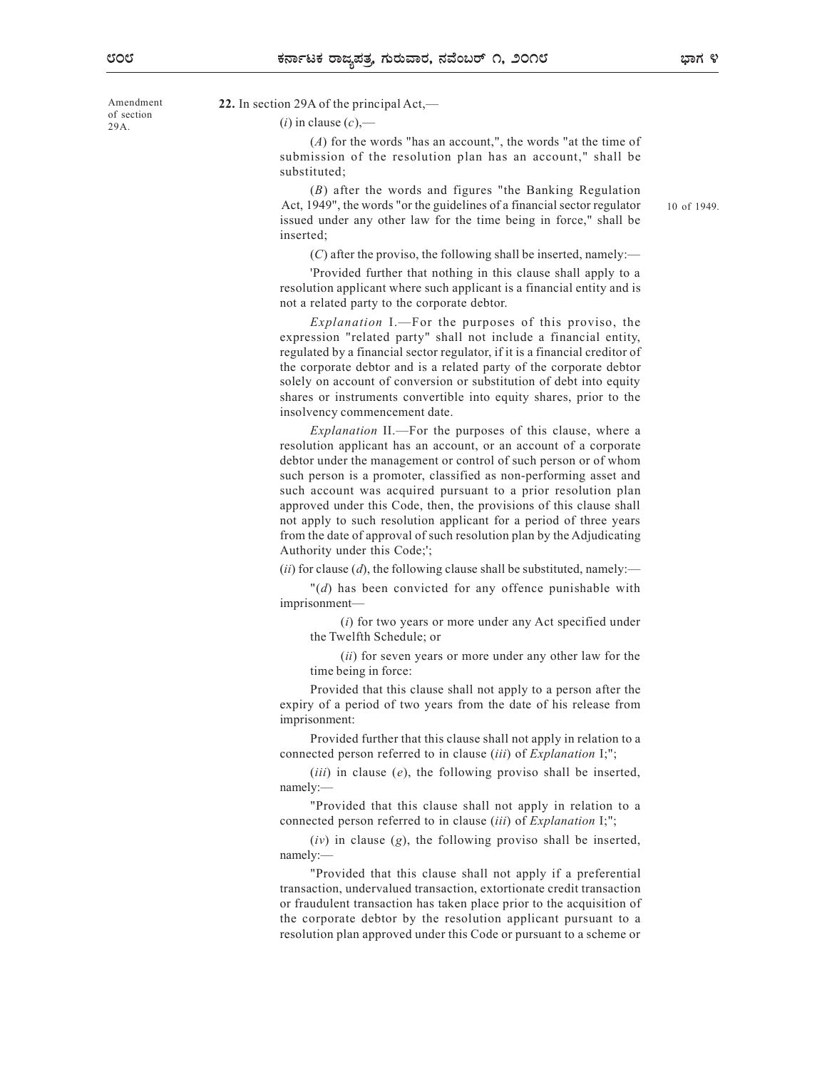Amendment of section 29A.

**22.** In section 29A of the principal Act,—

(*i*) in clause (*c*),—

(*A*) for the words "has an account,", the words "at the time of submission of the resolution plan has an account," shall be substituted;

(*B*) after the words and figures "the Banking Regulation Act, 1949", the words "or the guidelines of a financial sector regulator issued under any other law for the time being in force," shall be inserted;

10 of 1949.

(*C*) after the proviso, the following shall be inserted, namely:—

'Provided further that nothing in this clause shall apply to a resolution applicant where such applicant is a financial entity and is not a related party to the corporate debtor.

*Explanation* I.—For the purposes of this proviso, the expression "related party" shall not include a financial entity, regulated by a financial sector regulator, if it is a financial creditor of the corporate debtor and is a related party of the corporate debtor solely on account of conversion or substitution of debt into equity shares or instruments convertible into equity shares, prior to the insolvency commencement date.

*Explanation* II.—For the purposes of this clause, where a resolution applicant has an account, or an account of a corporate debtor under the management or control of such person or of whom such person is a promoter, classified as non-performing asset and such account was acquired pursuant to a prior resolution plan approved under this Code, then, the provisions of this clause shall not apply to such resolution applicant for a period of three years from the date of approval of such resolution plan by the Adjudicating Authority under this Code;';

(*ii*) for clause (*d*), the following clause shall be substituted, namely:—

"(*d*) has been convicted for any offence punishable with imprisonment—

(*i*) for two years or more under any Act specified under the Twelfth Schedule; or

(*ii*) for seven years or more under any other law for the time being in force:

Provided that this clause shall not apply to a person after the expiry of a period of two years from the date of his release from imprisonment:

Provided further that this clause shall not apply in relation to a connected person referred to in clause (*iii*) of *Explanation* I;";

(*iii*) in clause (*e*), the following proviso shall be inserted, namely:—

"Provided that this clause shall not apply in relation to a connected person referred to in clause (*iii*) of *Explanation* I;";

(*iv*) in clause (*g*), the following proviso shall be inserted, namely:—

"Provided that this clause shall not apply if a preferential transaction, undervalued transaction, extortionate credit transaction or fraudulent transaction has taken place prior to the acquisition of the corporate debtor by the resolution applicant pursuant to a resolution plan approved under this Code or pursuant to a scheme or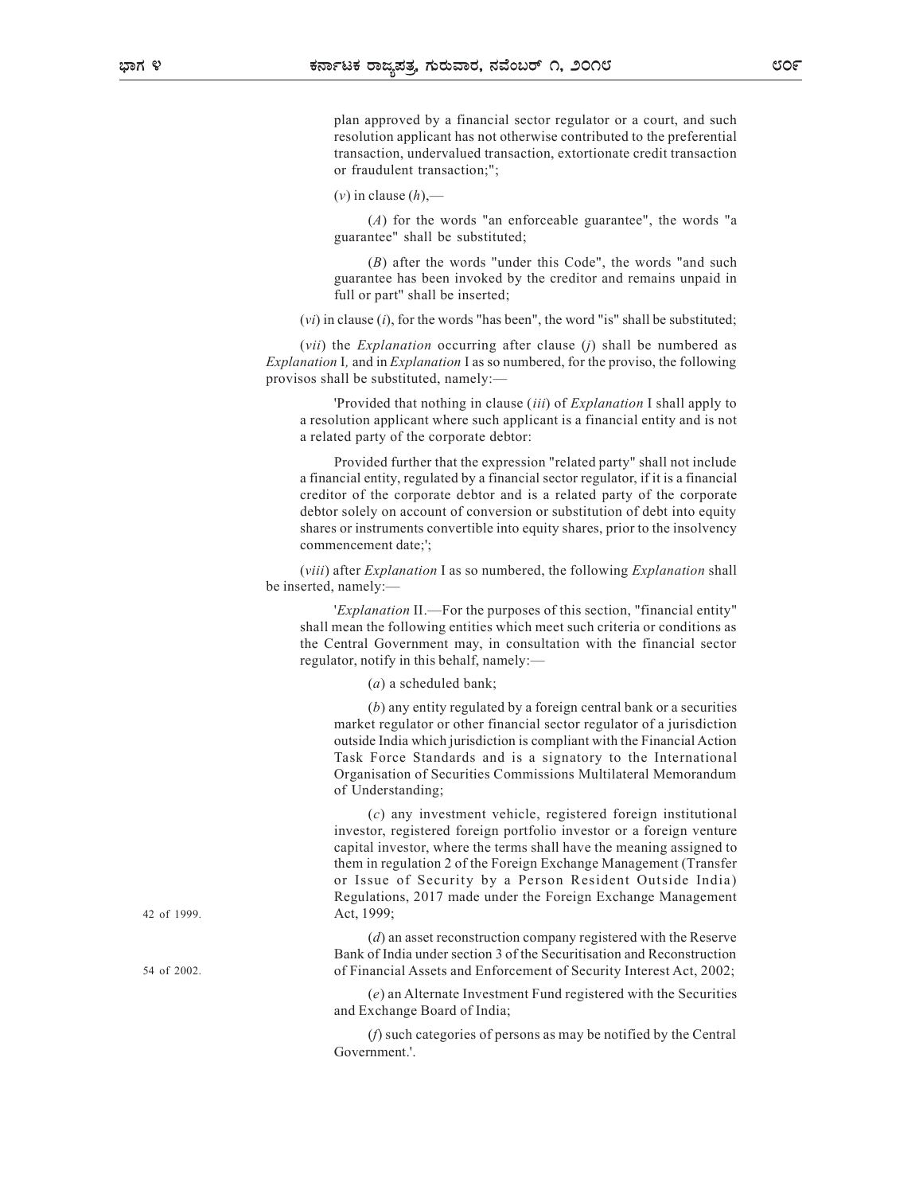plan approved by a financial sector regulator or a court, and such resolution applicant has not otherwise contributed to the preferential transaction, undervalued transaction, extortionate credit transaction or fraudulent transaction;";

(*v*) in clause (*h*),—

(*A*) for the words "an enforceable guarantee", the words "a guarantee" shall be substituted;

(*B*) after the words "under this Code", the words "and such guarantee has been invoked by the creditor and remains unpaid in full or part" shall be inserted;

(*vi*) in clause (*i*), for the words "has been", the word "is" shall be substituted;

(*vii*) the *Explanation* occurring after clause (*j*) shall be numbered as *Explanation* I*,* and in *Explanation* I as so numbered, for the proviso, the following provisos shall be substituted, namely:—

'Provided that nothing in clause (*iii*) of *Explanation* I shall apply to a resolution applicant where such applicant is a financial entity and is not a related party of the corporate debtor:

Provided further that the expression "related party" shall not include a financial entity, regulated by a financial sector regulator, if it is a financial creditor of the corporate debtor and is a related party of the corporate debtor solely on account of conversion or substitution of debt into equity shares or instruments convertible into equity shares, prior to the insolvency commencement date;';

(*viii*) after *Explanation* I as so numbered, the following *Explanation* shall be inserted, namely:—

'*Explanation* II.—For the purposes of this section, "financial entity" shall mean the following entities which meet such criteria or conditions as the Central Government may, in consultation with the financial sector regulator, notify in this behalf, namely:—

(*a*) a scheduled bank;

(*b*) any entity regulated by a foreign central bank or a securities market regulator or other financial sector regulator of a jurisdiction outside India which jurisdiction is compliant with the Financial Action Task Force Standards and is a signatory to the International Organisation of Securities Commissions Multilateral Memorandum of Understanding;

(*c*) any investment vehicle, registered foreign institutional investor, registered foreign portfolio investor or a foreign venture capital investor, where the terms shall have the meaning assigned to them in regulation 2 of the Foreign Exchange Management (Transfer or Issue of Security by a Person Resident Outside India) Regulations, 2017 made under the Foreign Exchange Management Act, 1999; 42 of 1999.

(*d*) an asset reconstruction company registered with the Reserve Bank of India under section 3 of the Securitisation and Reconstruction of Financial Assets and Enforcement of Security Interest Act, 2002; 54 of 2002.

(*e*) an Alternate Investment Fund registered with the Securities and Exchange Board of India;

(*f*) such categories of persons as may be notified by the Central Government.'.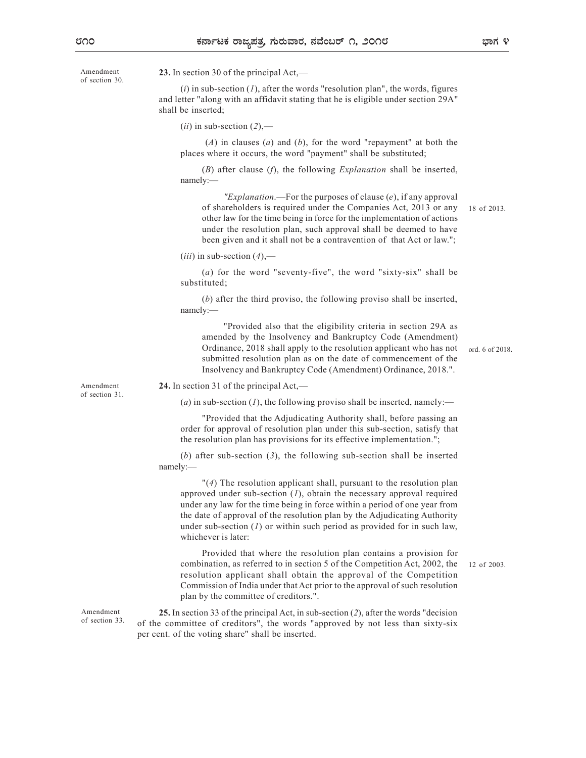Amendment of section 30.

**23.** In section 30 of the principal Act,—

(*i*) in sub-section (*1*), after the words "resolution plan", the words, figures and letter "along with an affidavit stating that he is eligible under section 29A" shall be inserted;

(*ii*) in sub-section (*2*),—

(*A*) in clauses (*a*) and (*b*), for the word "repayment" at both the places where it occurs, the word "payment" shall be substituted;

(*B*) after clause (*f*), the following *Explanation* shall be inserted, namely:—

"*Explanation*.—For the purposes of clause (*e*), if any approval of shareholders is required under the Companies Act, 2013 or any other law for the time being in force for the implementation of actions under the resolution plan, such approval shall be deemed to have been given and it shall not be a contravention of that Act or law."; 18 of 2013.

(*iii*) in sub-section (*4*),—

(*a*) for the word "seventy-five", the word "sixty-six" shall be substituted;

(*b*) after the third proviso, the following proviso shall be inserted, namely:—

"Provided also that the eligibility criteria in section 29A as amended by the Insolvency and Bankruptcy Code (Amendment) Ordinance, 2018 shall apply to the resolution applicant who has not submitted resolution plan as on the date of commencement of the Insolvency and Bankruptcy Code (Amendment) Ordinance, 2018.". ord. 6 of 2018.

Amendment of section 31.

**24.** In section 31 of the principal Act,—

(*a*) in sub-section (*1*), the following proviso shall be inserted, namely:—

"Provided that the Adjudicating Authority shall, before passing an order for approval of resolution plan under this sub-section, satisfy that the resolution plan has provisions for its effective implementation.";

(*b*) after sub-section (*3*), the following sub-section shall be inserted namely:—

"(*4*) The resolution applicant shall, pursuant to the resolution plan approved under sub-section (*1*), obtain the necessary approval required under any law for the time being in force within a period of one year from the date of approval of the resolution plan by the Adjudicating Authority under sub-section (*1*) or within such period as provided for in such law, whichever is later:

Provided that where the resolution plan contains a provision for combination, as referred to in section 5 of the Competition Act, 2002, the resolution applicant shall obtain the approval of the Competition Commission of India under that Act prior to the approval of such resolution plan by the committee of creditors.". 12 of 2003.

Amendment of section 33.

**25.** In section 33 of the principal Act, in sub-section (*2*), after the words "decision of the committee of creditors", the words "approved by not less than sixty-six per cent. of the voting share" shall be inserted.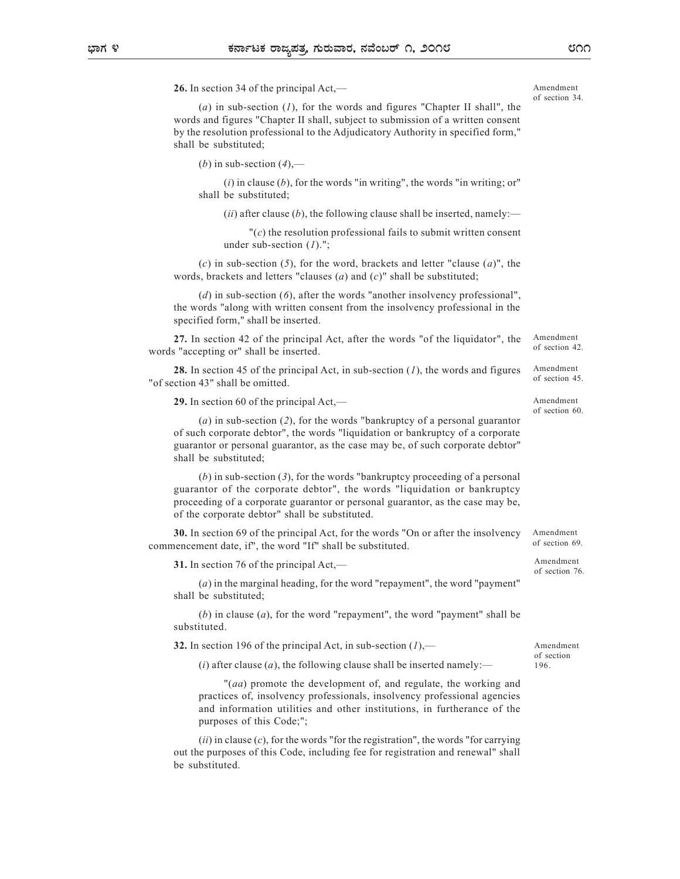**26.** In section 34 of the principal Act,— Amendment of section 34.

(*a*) in sub-section (*1*), for the words and figures "Chapter II shall", the words and figures "Chapter II shall, subject to submission of a written consent by the resolution professional to the Adjudicatory Authority in specified form," shall be substituted;

(*b*) in sub-section (*4*),—

(*i*) in clause (*b*), for the words "in writing", the words "in writing; or" shall be substituted;

(*ii*) after clause (*b*), the following clause shall be inserted, namely:—

"(*c*) the resolution professional fails to submit written consent under sub-section (*1*).";

(*c*) in sub-section (*5*), for the word, brackets and letter "clause (*a*)", the words, brackets and letters "clauses (*a*) and (*c*)" shall be substituted;

(*d*) in sub-section (*6*), after the words "another insolvency professional", the words "along with written consent from the insolvency professional in the specified form," shall be inserted.

**27.** In section 42 of the principal Act, after the words "of the liquidator", the words "accepting or" shall be inserted. Amendment of section 42.

**28.** In section 45 of the principal Act, in sub-section (*1*), the words and figures "of section 43" shall be omitted. Amendment of section 45.

**29.** In section 60 of the principal Act,— Amendment of section 60.

(*a*) in sub-section (*2*), for the words "bankruptcy of a personal guarantor of such corporate debtor", the words "liquidation or bankruptcy of a corporate guarantor or personal guarantor, as the case may be, of such corporate debtor" shall be substituted;

(*b*) in sub-section (*3*), for the words "bankruptcy proceeding of a personal guarantor of the corporate debtor", the words "liquidation or bankruptcy proceeding of a corporate guarantor or personal guarantor, as the case may be, of the corporate debtor" shall be substituted.

**30.** In section 69 of the principal Act, for the words "On or after the insolvency commencement date, if", the word "If" shall be substituted. Amendment of section 69.

**31.** In section 76 of the principal Act,— Amendment of section 76.

(*a*) in the marginal heading, for the word "repayment", the word "payment" shall be substituted;

(*b*) in clause (*a*), for the word "repayment", the word "payment" shall be substituted.

**32.** In section 196 of the principal Act, in sub-section (*1*),— Amendment of section 196.

(*i*) after clause (*a*), the following clause shall be inserted namely:—

"(*aa*) promote the development of, and regulate, the working and practices of, insolvency professionals, insolvency professional agencies and information utilities and other institutions, in furtherance of the purposes of this Code;";

(*ii*) in clause (*c*), for the words "for the registration", the words "for carrying out the purposes of this Code, including fee for registration and renewal" shall be substituted.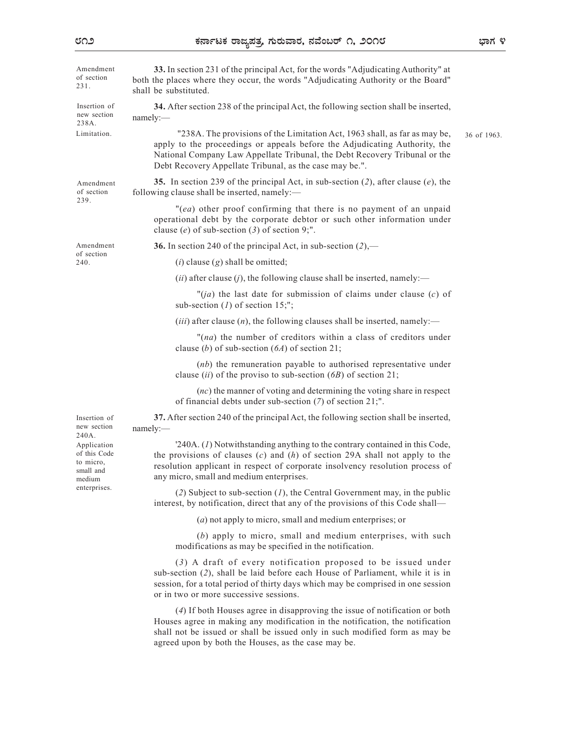Amendment of section 231.

**33.** In section 231 of the principal Act, for the words "Adjudicating Authority" at both the places where they occur, the words "Adjudicating Authority or the Board" shall be substituted.

Insertion of new section 238A.

**34.** After section 238 of the principal Act, the following section shall be inserted, namely:—

Limitation.

"238A. The provisions of the Limitation Act, 1963 shall, as far as may be, apply to the proceedings or appeals before the Adjudicating Authority, the National Company Law Appellate Tribunal, the Debt Recovery Tribunal or the Debt Recovery Appellate Tribunal, as the case may be.". 36 of 1963.

Amendment of section 239.

**35.** In section 239 of the principal Act, in sub-section (*2*), after clause (*e*), the following clause shall be inserted, namely:—

"(*ea*) other proof confirming that there is no payment of an unpaid operational debt by the corporate debtor or such other information under clause (*e*) of sub-section (*3*) of section 9;".

Amendment of section 240.

**36.** In section 240 of the principal Act, in sub-section (*2*),—

(*i*) clause (*g*) shall be omitted;

(*ii*) after clause (*j*), the following clause shall be inserted, namely:—

"(*ja*) the last date for submission of claims under clause (*c*) of sub-section (*1*) of section 15;";

(*iii*) after clause (*n*), the following clauses shall be inserted, namely:—

"(*na*) the number of creditors within a class of creditors under clause (*b*) of sub-section (*6A*) of section 21;

(*nb*) the remuneration payable to authorised representative under clause (*ii*) of the proviso to sub-section (*6B*) of section 21;

(*nc*) the manner of voting and determining the voting share in respect of financial debts under sub-section (*7*) of section 21;".

Insertion of new section 240A.

**37.** After section 240 of the principal Act, the following section shall be inserted, namely:—

Application of this Code to micro, small and medium enterprises.

'240A. (*1*) Notwithstanding anything to the contrary contained in this Code, the provisions of clauses (*c*) and (*h*) of section 29A shall not apply to the resolution applicant in respect of corporate insolvency resolution process of any micro, small and medium enterprises.

(*2*) Subject to sub-section (*1*), the Central Government may, in the public interest, by notification, direct that any of the provisions of this Code shall—

(*a*) not apply to micro, small and medium enterprises; or

(*b*) apply to micro, small and medium enterprises, with such modifications as may be specified in the notification.

(*3*) A draft of every notification proposed to be issued under sub-section (*2*), shall be laid before each House of Parliament, while it is in session, for a total period of thirty days which may be comprised in one session or in two or more successive sessions.

(*4*) If both Houses agree in disapproving the issue of notification or both Houses agree in making any modification in the notification, the notification shall not be issued or shall be issued only in such modified form as may be agreed upon by both the Houses, as the case may be.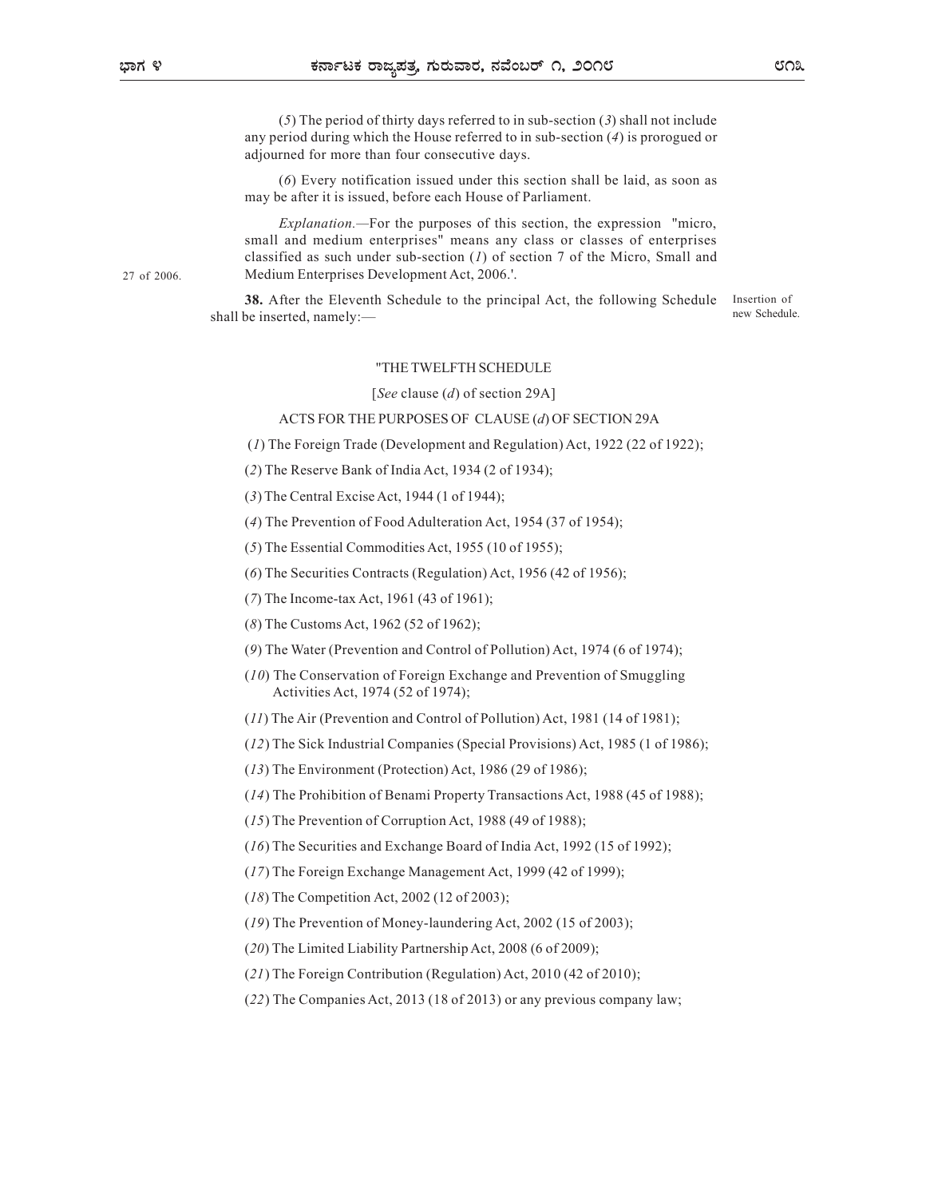(*5*) The period of thirty days referred to in sub-section (*3*) shall not include any period during which the House referred to in sub-section (*4*) is prorogued or adjourned for more than four consecutive days.

(*6*) Every notification issued under this section shall be laid, as soon as may be after it is issued, before each House of Parliament.

*Explanation.*—For the purposes of this section, the expression "micro, small and medium enterprises" means any class or classes of enterprises classified as such under sub-section (*1*) of section 7 of the Micro, Small and Medium Enterprises Development Act, 2006.'.

27 of 2006.

Insertion of new Schedule.

**38.** After the Eleventh Schedule to the principal Act, the following Schedule shall be inserted, namely:—

"THE TWELFTH SCHEDULE

[*See* clause (*d*) of section 29A]

ACTS FOR THE PURPOSES OF CLAUSE (*d*) OF SECTION 29A

(*1*) The Foreign Trade (Development and Regulation) Act, 1922 (22 of 1922);

(*2*) The Reserve Bank of India Act, 1934 (2 of 1934);

(*3*) The Central Excise Act, 1944 (1 of 1944);

(*4*) The Prevention of Food Adulteration Act, 1954 (37 of 1954);

(*5*) The Essential Commodities Act, 1955 (10 of 1955);

(*6*) The Securities Contracts (Regulation) Act, 1956 (42 of 1956);

(*7*) The Income-tax Act, 1961 (43 of 1961);

(*8*) The Customs Act, 1962 (52 of 1962);

(*9*) The Water (Prevention and Control of Pollution) Act, 1974 (6 of 1974);

(*10*) The Conservation of Foreign Exchange and Prevention of Smuggling Activities Act, 1974 (52 of 1974);

(*11*) The Air (Prevention and Control of Pollution) Act, 1981 (14 of 1981);

(*12*) The Sick Industrial Companies (Special Provisions) Act, 1985 (1 of 1986);

(*13*) The Environment (Protection) Act, 1986 (29 of 1986);

(*14*) The Prohibition of Benami Property Transactions Act, 1988 (45 of 1988);

(*15*) The Prevention of Corruption Act, 1988 (49 of 1988);

(*16*) The Securities and Exchange Board of India Act, 1992 (15 of 1992);

(*17*) The Foreign Exchange Management Act, 1999 (42 of 1999);

(*18*) The Competition Act, 2002 (12 of 2003);

(*19*) The Prevention of Money-laundering Act, 2002 (15 of 2003);

(*20*) The Limited Liability Partnership Act, 2008 (6 of 2009);

(*21*) The Foreign Contribution (Regulation) Act, 2010 (42 of 2010);

(*22*) The Companies Act, 2013 (18 of 2013) or any previous company law;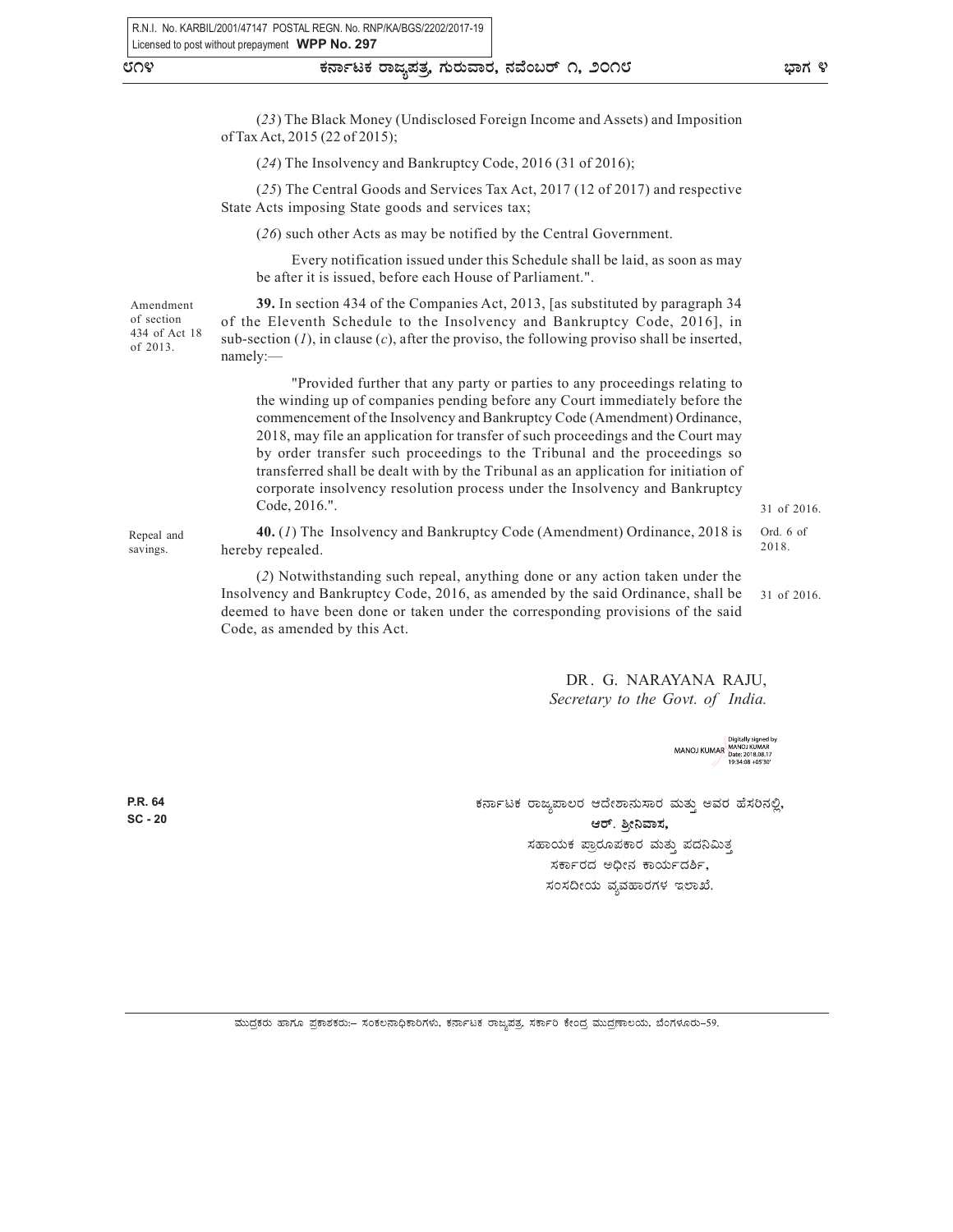(*23*) The Black Money (Undisclosed Foreign Income and Assets) and Imposition of Tax Act, 2015 (22 of 2015);

(*24*) The Insolvency and Bankruptcy Code, 2016 (31 of 2016);

(*25*) The Central Goods and Services Tax Act, 2017 (12 of 2017) and respective State Acts imposing State goods and services tax;

(*26*) such other Acts as may be notified by the Central Government.

Every notification issued under this Schedule shall be laid, as soon as may be after it is issued, before each House of Parliament.".

Amendment of section 434 of Act 18 of 2013.

**39.** In section 434 of the Companies Act, 2013, [as substituted by paragraph 34 of the Eleventh Schedule to the Insolvency and Bankruptcy Code, 2016], in sub-section (*1*), in clause (*c*), after the proviso, the following proviso shall be inserted, namely:—

"Provided further that any party or parties to any proceedings relating to the winding up of companies pending before any Court immediately before the commencement of the Insolvency and Bankruptcy Code (Amendment) Ordinance, 2018, may file an application for transfer of such proceedings and the Court may by order transfer such proceedings to the Tribunal and the proceedings so transferred shall be dealt with by the Tribunal as an application for initiation of corporate insolvency resolution process under the Insolvency and Bankruptcy Code, 2016.". 31 of 2016.

Repeal and savings.

**40.** (*1*) The Insolvency and Bankruptcy Code (Amendment) Ordinance, 2018 is hereby repealed. Ord. 6 of 2018.

(*2*) Notwithstanding such repeal, anything done or any action taken under the Insolvency and Bankruptcy Code, 2016, as amended by the said Ordinance, shall be deemed to have been done or taken under the corresponding provisions of the said Code, as amended by this Act. 31 of 2016.

DR. G. NARAYANA RAJU,
*Secretary to the Govt. of India.*

Digitally signed by MANOJ KUMAR
Date: 2018.08.17 19:34:08 +05'30'

P.R. 64
SC - 20

ಕರ್ನಾಟಕ ರಾಜ್ಯಪಾಲರ ಆದೇಶಾನುಸಾರ ಮತ್ತು ಅವರ ಹೆಸರಿನಲ್ಲಿ,
**ಆರ್. ಶ್ರೀನಿವಾಸ,**
ಸಹಾಯಕ ಪ್ರಾರೂಪಕಾರ ಮತ್ತು ಪದನಿಮಿತ್ತ
ಸರ್ಕಾರದ ಅಧೀನ ಕಾರ್ಯದರ್ಶಿ,
ಸಂಸದೀಯ ವ್ಯವಹಾರಗಳ ಇಲಾಖೆ.

ಮುದ್ರಕರು ಹಾಗೂ ಪ್ರಕಾಶಕರು:– ಸಂಕಲನಾಧಿಕಾರಿಗಳು, ಕರ್ನಾಟಕ ರಾಜ್ಯಪತ್ರ, ಸರ್ಕಾರಿ ಕೇಂದ್ರ ಮುದ್ರಣಾಲಯ, ಬೆಂಗಳೂರು–59.